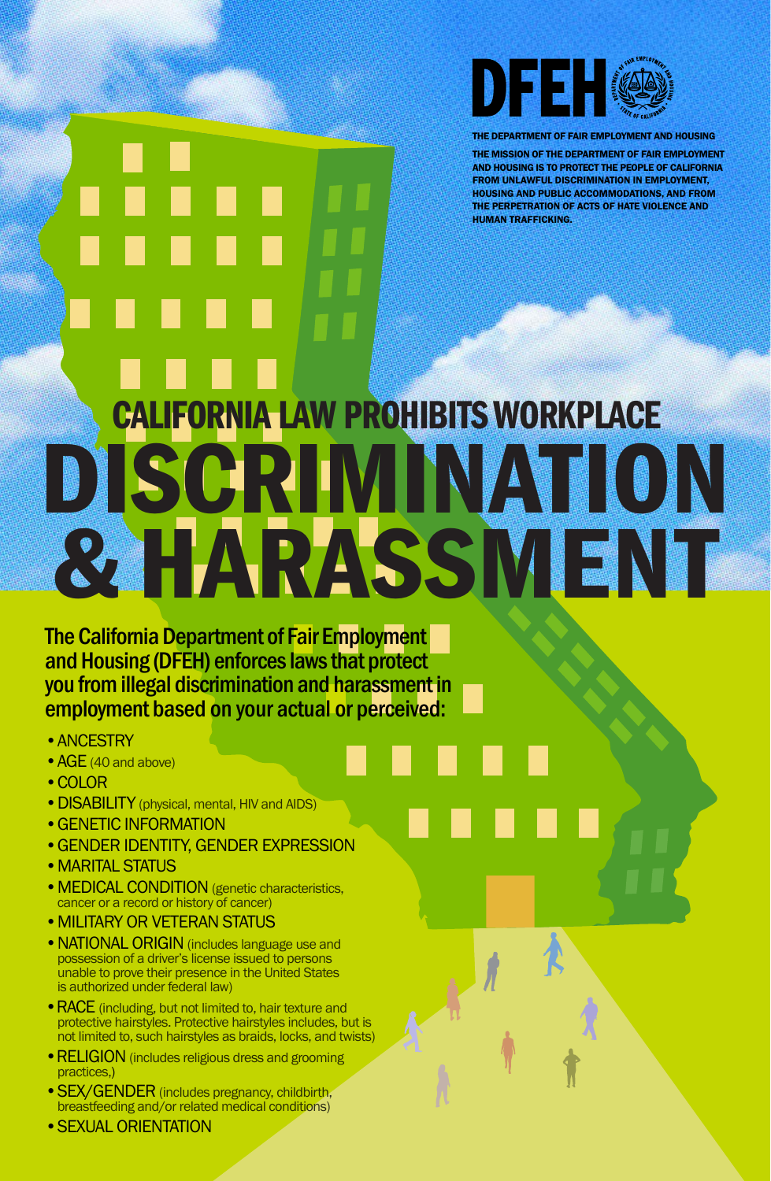DFEH

THE DEPARTMENT OF FAIR EMPLOYMENT AND HOUSING

THE MISSION OF THE DEPARTMENT OF FAIR EMPLOYMENT AND HOUSING IS TO PROTECT THE PEOPLE OF CALIFORNIA FROM UNLAWFUL DISCRIMINATION IN EMPLOYMENT, HOUSING AND PUBLIC ACCOMMODATIONS, AND FROM THE PERPETRATION OF ACTS OF HATE VIOLENCE AND HUMAN TRAFFICKING.

## CALIFORNIA LAW PROHIBITS WORKPLACE

# DISCRIMINATION & HARASSMENT

**The California Department of Fair Employment and Housing (DFEH) enforces laws that protect you from illegal discrimination and harassment in employment based on your actual or perceived:**

- ANCESTRY
- AGE (40 and above)
- COLOR
- DISABILITY (physical, mental, HIV and AIDS)
- GENETIC INFORMATION
- GENDER IDENTITY, GENDER EXPRESSION
- MARITAL STATUS
- MEDICAL CONDITION (genetic characteristics, cancer or a record or history of cancer)
- MILITARY OR VETERAN STATUS
- NATIONAL ORIGIN (includes language use and possession of a driver's license issued to persons unable to prove their presence in the United States is authorized under federal law)
- RACE (including, but not limited to, hair texture and protective hairstyles. Protective hairstyles includes, but is not limited to, such hairstyles as braids, locks, and twists)
- RELIGION (includes religious dress and grooming practices,)
- SEX/GENDER (includes pregnancy, childbirth, breastfeeding and/or related medical conditions)
- SEXUAL ORIENTATION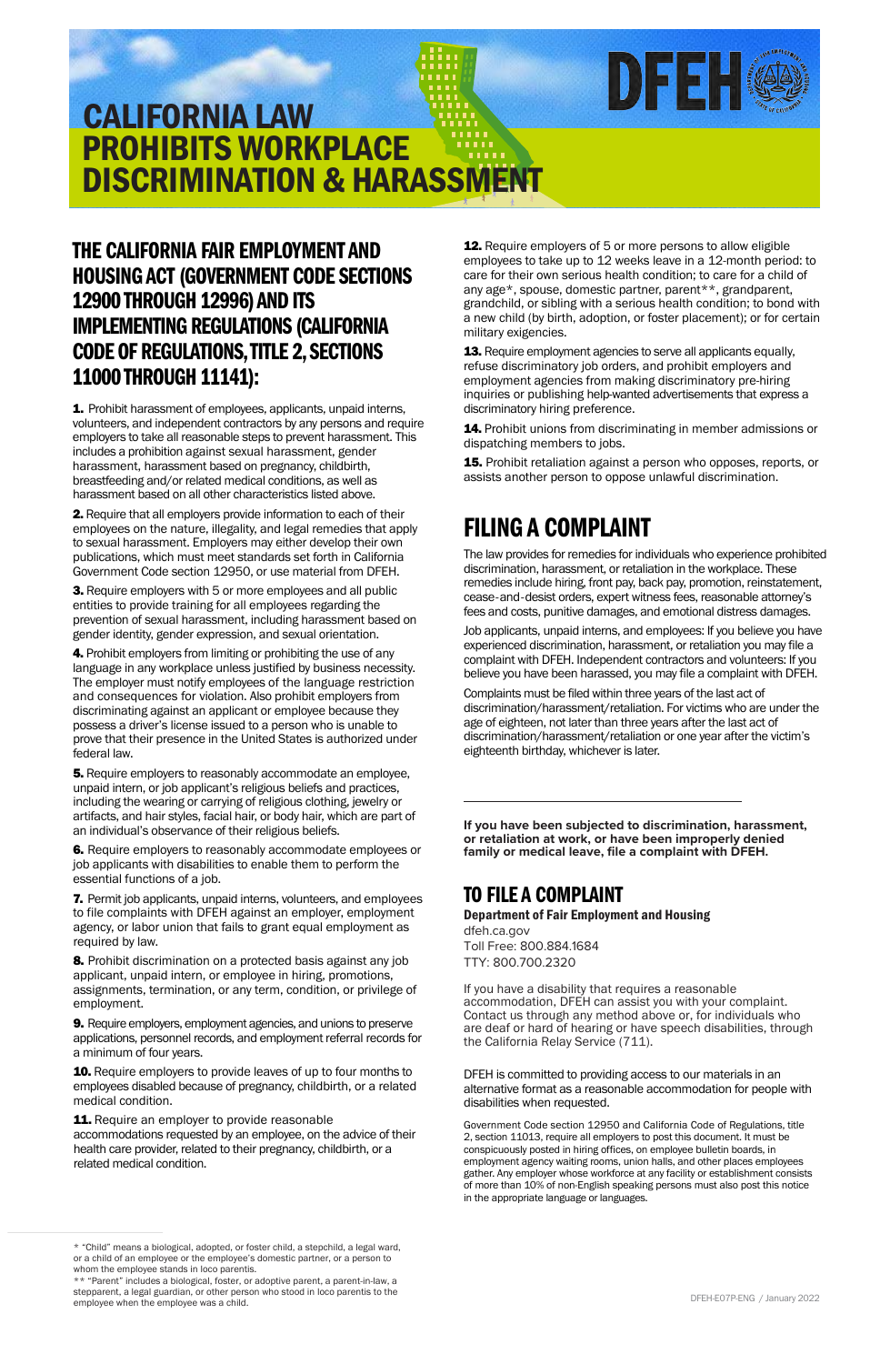# CALIFORNIA LAW PROHIBITS WORKPLACE DISCRIMINATION & HARASSMENT

DFEH

## THE CALIFORNIA FAIR EMPLOYMENT AND HOUSING ACT (GOVERNMENT CODE SECTIONS 12900 THROUGH 12996) AND ITS IMPLEMENTING REGULATIONS (CALIFORNIA CODE OF REGULATIONS, TITLE 2, SECTIONS 11000 THROUGH 11141):

**1.** Prohibit harassment of employees, applicants, unpaid interns, volunteers, and independent contractors by any persons and require employers to take all reasonable steps to prevent harassment. This includes a prohibition against sexual harassment, gender harassment, harassment based on pregnancy, childbirth, breastfeeding and/or related medical conditions, as well as harassment based on all other characteristics listed above.

**2.** Require that all employers provide information to each of their employees on the nature, illegality, and legal remedies that apply to sexual harassment. Employers may either develop their own publications, which must meet standards set forth in California Government Code section 12950, or use material from DFEH.

**3.** Require employers with 5 or more employees and all public entities to provide training for all employees regarding the prevention of sexual harassment, including harassment based on gender identity, gender expression, and sexual orientation.

**4.** Prohibit employers from limiting or prohibiting the use of any language in any workplace unless justified by business necessity. The employer must notify employees of the language restriction and consequences for violation. Also prohibit employers from discriminating against an applicant or employee because they possess a driver's license issued to a person who is unable to prove that their presence in the United States is authorized under federal law.

**5.** Require employers to reasonably accommodate an employee, unpaid intern, or job applicant's religious beliefs and practices, including the wearing or carrying of religious clothing, jewelry or artifacts, and hair styles, facial hair, or body hair, which are part of an individual's observance of their religious beliefs.

**6.** Require employers to reasonably accommodate employees or job applicants with disabilities to enable them to perform the essential functions of a job.

**7.** Permit job applicants, unpaid interns, volunteers, and employees to file complaints with DFEH against an employer, employment agency, or labor union that fails to grant equal employment as required by law.

**8.** Prohibit discrimination on a protected basis against any job applicant, unpaid intern, or employee in hiring, promotions, assignments, termination, or any term, condition, or privilege of employment.

**9.** Require employers, employment agencies, and unions to preserve applications, personnel records, and employment referral records for a minimum of four years.

**10.** Require employers to provide leaves of up to four months to employees disabled because of pregnancy, childbirth, or a related medical condition.

**11.** Require an employer to provide reasonable accommodations requested by an employee, on the advice of their health care provider, related to their pregnancy, childbirth, or a related medical condition.

**12.** Require employers of 5 or more persons to allow eligible employees to take up to 12 weeks leave in a 12-month period: to care for their own serious health condition; to care for a child of any age*, spouse, domestic partner, parent**, grandparent, grandchild, or sibling with a serious health condition; to bond with a new child (by birth, adoption, or foster placement); or for certain military exigencies.

**13.** Require employment agencies to serve all applicants equally, refuse discriminatory job orders, and prohibit employers and employment agencies from making discriminatory pre-hiring inquiries or publishing help-wanted advertisements that express a discriminatory hiring preference.

**14.** Prohibit unions from discriminating in member admissions or dispatching members to jobs.

**15.** Prohibit retaliation against a person who opposes, reports, or assists another person to oppose unlawful discrimination.

## FILING A COMPLAINT

The law provides for remedies for individuals who experience prohibited discrimination, harassment, or retaliation in the workplace. These remedies include hiring, front pay, back pay, promotion, reinstatement, cease-and-desist orders, expert witness fees, reasonable attorney's fees and costs, punitive damages, and emotional distress damages.

Job applicants, unpaid interns, and employees: If you believe you have experienced discrimination, harassment, or retaliation you may file a complaint with DFEH. Independent contractors and volunteers: If you believe you have been harassed, you may file a complaint with DFEH.

Complaints must be filed within three years of the last act of discrimination/harassment/retaliation. For victims who are under the age of eighteen, not later than three years after the last act of discrimination/harassment/retaliation or one year after the victim's eighteenth birthday, whichever is later.

**If you have been subjected to discrimination, harassment, or retaliation at work, or have been improperly denied family or medical leave, file a complaint with DFEH.**

## TO FILE A COMPLAINT

**Department of Fair Employment and Housing**
dfeh.ca.gov
Toll Free: 800.884.1684
TTY: 800.700.2320

If you have a disability that requires a reasonable accommodation, DFEH can assist you with your complaint. Contact us through any method above or, for individuals who are deaf or hard of hearing or have speech disabilities, through the California Relay Service (711).

DFEH is committed to providing access to our materials in an alternative format as a reasonable accommodation for people with disabilities when requested.

Government Code section 12950 and California Code of Regulations, title 2, section 11013, require all employers to post this document. It must be conspicuously posted in hiring offices, on employee bulletin boards, in employment agency waiting rooms, union halls, and other places employees gather. Any employer whose workforce at any facility or establishment consists of more than 10% of non-English speaking persons must also post this notice in the appropriate language or languages.

* "Child" means a biological, adopted, or foster child, a stepchild, a legal ward, or a child of an employee or the employee's domestic partner, or a person to whom the employee stands in loco parentis.
** "Parent" includes a biological, foster, or adoptive parent, a parent-in-law, a stepparent, a legal guardian, or other person who stood in loco parentis to the employee when the employee was a child.

DFEH-E07P-ENG / January 2022